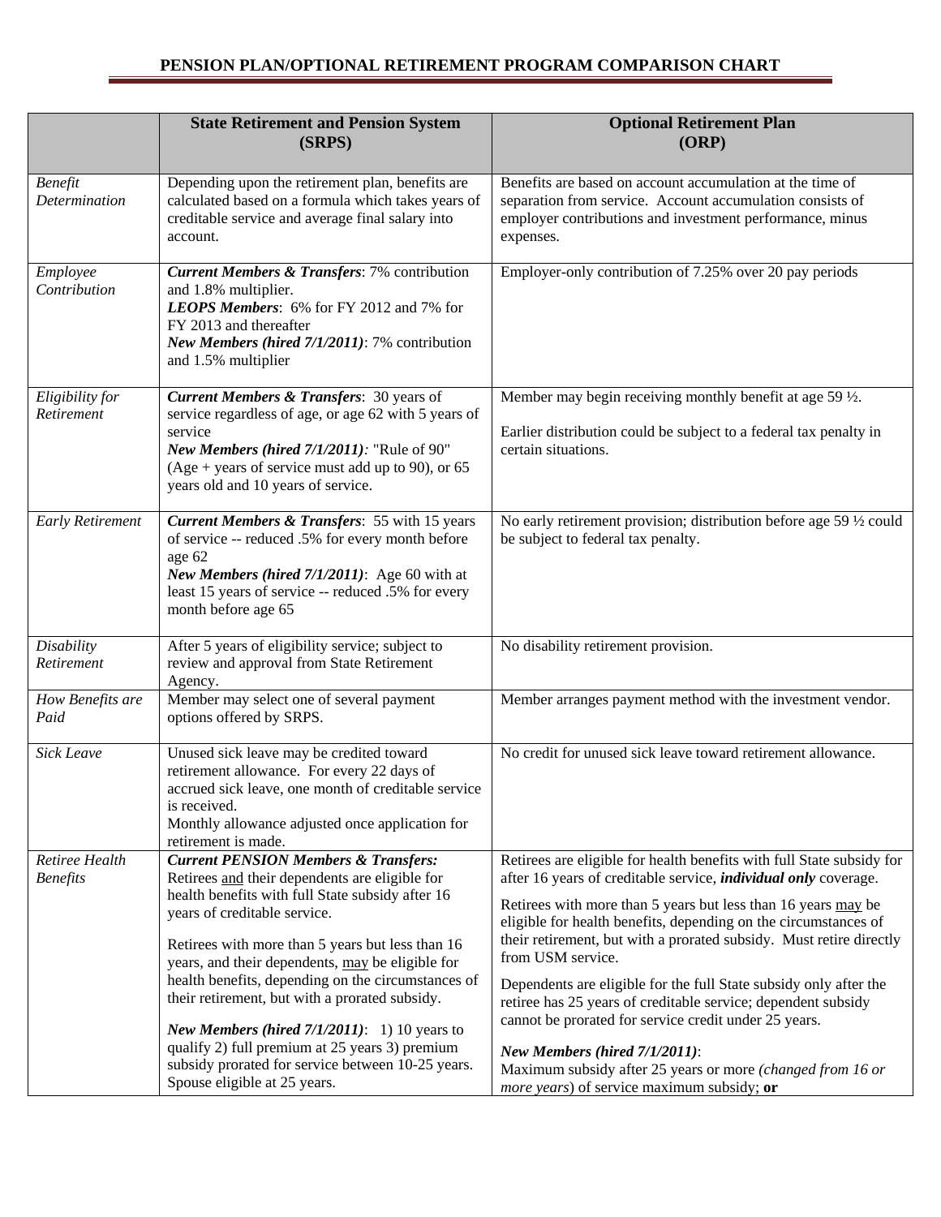## PENSION PLAN/OPTIONAL RETIREMENT PROGRAM COMPARISON CHART

| | **State Retirement and Pension System (SRPS)** | **Optional Retirement Plan (ORP)** |
|---|---|---|
| *Benefit Determination* | Depending upon the retirement plan, benefits are calculated based on a formula which takes years of creditable service and average final salary into account. | Benefits are based on account accumulation at the time of separation from service. Account accumulation consists of employer contributions and investment performance, minus expenses. |
| *Employee Contribution* | ***Current Members & Transfers***: 7% contribution and 1.8% multiplier.<br>***LEOPS Members***: 6% for FY 2012 and 7% for FY 2013 and thereafter<br>***New Members (hired 7/1/2011)***: 7% contribution and 1.5% multiplier | Employer-only contribution of 7.25% over 20 pay periods |
| *Eligibility for Retirement* | ***Current Members & Transfers***: 30 years of service regardless of age, or age 62 with 5 years of service<br>***New Members (hired 7/1/2011):*** "Rule of 90" (Age + years of service must add up to 90), or 65 years old and 10 years of service. | Member may begin receiving monthly benefit at age 59 ½.<br><br>Earlier distribution could be subject to a federal tax penalty in certain situations. |
| *Early Retirement* | ***Current Members & Transfers***: 55 with 15 years of service -- reduced .5% for every month before age 62<br>***New Members (hired 7/1/2011)***: Age 60 with at least 15 years of service -- reduced .5% for every month before age 65 | No early retirement provision; distribution before age 59 ½ could be subject to federal tax penalty. |
| *Disability Retirement* | After 5 years of eligibility service; subject to review and approval from State Retirement Agency. | No disability retirement provision. |
| *How Benefits are Paid* | Member may select one of several payment options offered by SRPS. | Member arranges payment method with the investment vendor. |
| *Sick Leave* | Unused sick leave may be credited toward retirement allowance. For every 22 days of accrued sick leave, one month of creditable service is received.<br>Monthly allowance adjusted once application for retirement is made. | No credit for unused sick leave toward retirement allowance. |
| *Retiree Health Benefits* | ***Current PENSION Members & Transfers:***<br>Retirees and their dependents are eligible for health benefits with full State subsidy after 16 years of creditable service.<br><br>Retirees with more than 5 years but less than 16 years, and their dependents, may be eligible for health benefits, depending on the circumstances of their retirement, but with a prorated subsidy.<br><br>***New Members (hired 7/1/2011)***: 1) 10 years to qualify 2) full premium at 25 years 3) premium subsidy prorated for service between 10-25 years. Spouse eligible at 25 years. | Retirees are eligible for health benefits with full State subsidy for after 16 years of creditable service, ***individual only*** coverage.<br><br>Retirees with more than 5 years but less than 16 years may be eligible for health benefits, depending on the circumstances of their retirement, but with a prorated subsidy. Must retire directly from USM service.<br><br>Dependents are eligible for the full State subsidy only after the retiree has 25 years of creditable service; dependent subsidy cannot be prorated for service credit under 25 years.<br><br>***New Members (hired 7/1/2011)***:<br>Maximum subsidy after 25 years or more *(changed from 16 or more years*) of service maximum subsidy; **or** |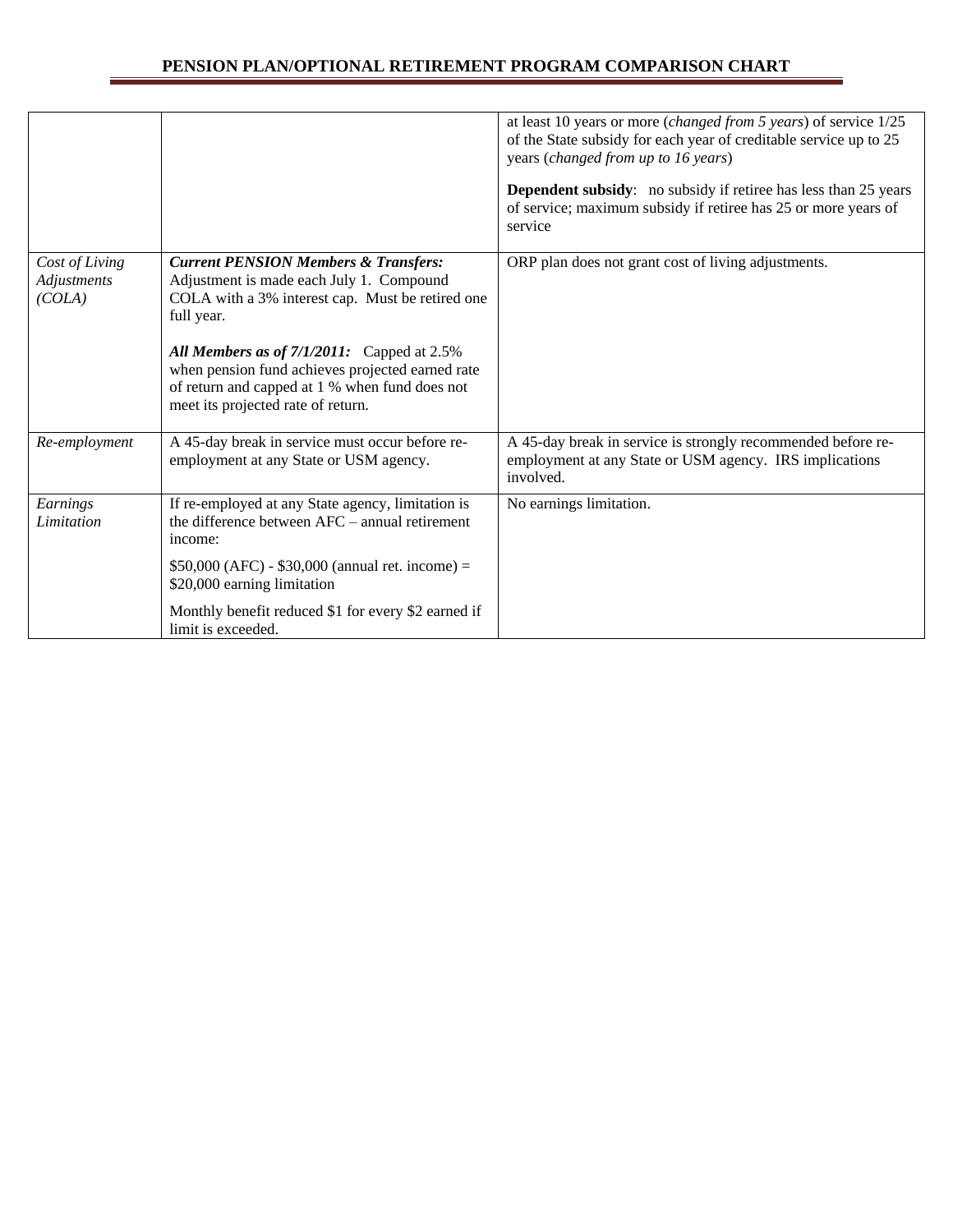| | | |
|---|---|---|
| | | at least 10 years or more (*changed from 5 years*) of service 1/25 of the State subsidy for each year of creditable service up to 25 years (*changed from up to 16 years*)<br><br>**Dependent subsidy**: no subsidy if retiree has less than 25 years of service; maximum subsidy if retiree has 25 or more years of service |
| *Cost of Living Adjustments (COLA)* | ***Current PENSION Members & Transfers:*** Adjustment is made each July 1. Compound COLA with a 3% interest cap. Must be retired one full year.<br><br>***All Members as of 7/1/2011:*** Capped at 2.5% when pension fund achieves projected earned rate of return and capped at 1 % when fund does not meet its projected rate of return. | ORP plan does not grant cost of living adjustments. |
| *Re-employment* | A 45-day break in service must occur before re-employment at any State or USM agency. | A 45-day break in service is strongly recommended before re-employment at any State or USM agency. IRS implications involved. |
| *Earnings Limitation* | If re-employed at any State agency, limitation is the difference between AFC – annual retirement income:<br><br>$50,000 (AFC) - $30,000 (annual ret. income) = $20,000 earning limitation<br><br>Monthly benefit reduced $1 for every $2 earned if limit is exceeded. | No earnings limitation. |